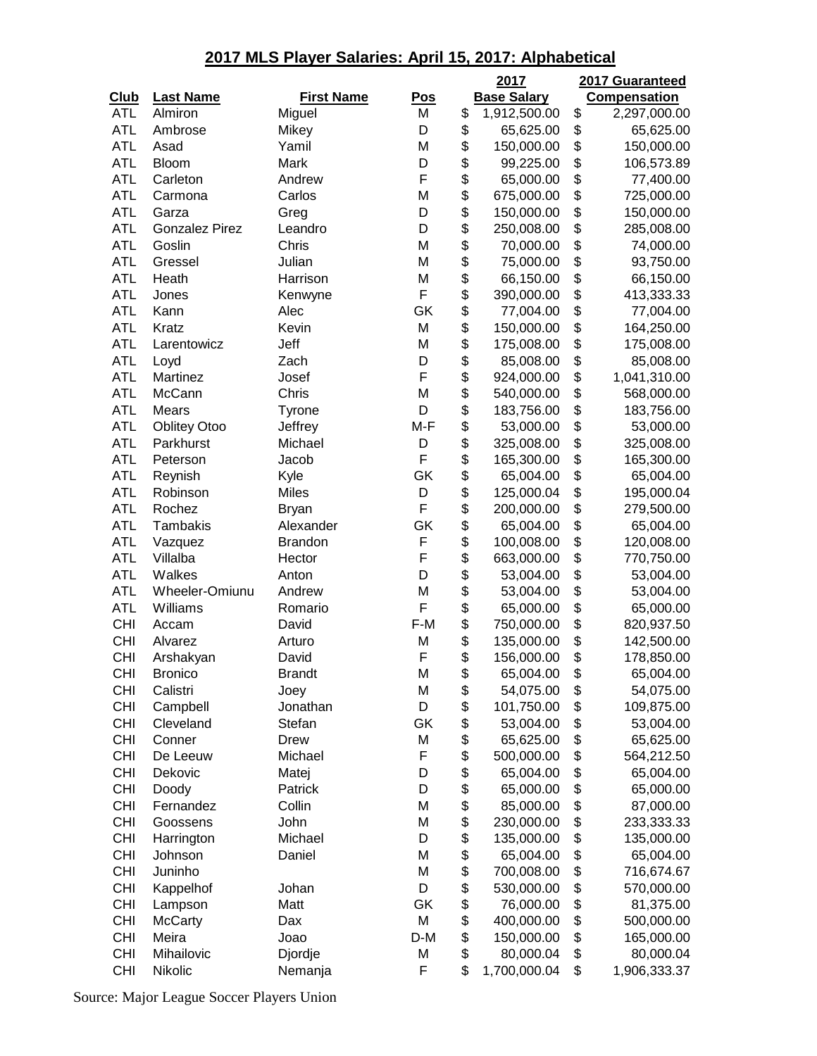## 2017 MLS Player Salaries: April 15, 2017: Alphabetical

| Club | Last Name | First Name | Pos | 2017 Base Salary | 2017 Guaranteed Compensation |
|---|---|---|---|---|---|
| ATL | Almiron | Miguel | M | $ 1,912,500.00 | $ 2,297,000.00 |
| ATL | Ambrose | Mikey | D | $ 65,625.00 | $ 65,625.00 |
| ATL | Asad | Yamil | M | $ 150,000.00 | $ 150,000.00 |
| ATL | Bloom | Mark | D | $ 99,225.00 | $ 106,573.89 |
| ATL | Carleton | Andrew | F | $ 65,000.00 | $ 77,400.00 |
| ATL | Carmona | Carlos | M | $ 675,000.00 | $ 725,000.00 |
| ATL | Garza | Greg | D | $ 150,000.00 | $ 150,000.00 |
| ATL | Gonzalez Pirez | Leandro | D | $ 250,008.00 | $ 285,008.00 |
| ATL | Goslin | Chris | M | $ 70,000.00 | $ 74,000.00 |
| ATL | Gressel | Julian | M | $ 75,000.00 | $ 93,750.00 |
| ATL | Heath | Harrison | M | $ 66,150.00 | $ 66,150.00 |
| ATL | Jones | Kenwyne | F | $ 390,000.00 | $ 413,333.33 |
| ATL | Kann | Alec | GK | $ 77,004.00 | $ 77,004.00 |
| ATL | Kratz | Kevin | M | $ 150,000.00 | $ 164,250.00 |
| ATL | Larentowicz | Jeff | M | $ 175,008.00 | $ 175,008.00 |
| ATL | Loyd | Zach | D | $ 85,008.00 | $ 85,008.00 |
| ATL | Martinez | Josef | F | $ 924,000.00 | $ 1,041,310.00 |
| ATL | McCann | Chris | M | $ 540,000.00 | $ 568,000.00 |
| ATL | Mears | Tyrone | D | $ 183,756.00 | $ 183,756.00 |
| ATL | Oblitey Otoo | Jeffrey | M-F | $ 53,000.00 | $ 53,000.00 |
| ATL | Parkhurst | Michael | D | $ 325,008.00 | $ 325,008.00 |
| ATL | Peterson | Jacob | F | $ 165,300.00 | $ 165,300.00 |
| ATL | Reynish | Kyle | GK | $ 65,004.00 | $ 65,004.00 |
| ATL | Robinson | Miles | D | $ 125,000.04 | $ 195,000.04 |
| ATL | Rochez | Bryan | F | $ 200,000.00 | $ 279,500.00 |
| ATL | Tambakis | Alexander | GK | $ 65,004.00 | $ 65,004.00 |
| ATL | Vazquez | Brandon | F | $ 100,008.00 | $ 120,008.00 |
| ATL | Villalba | Hector | F | $ 663,000.00 | $ 770,750.00 |
| ATL | Walkes | Anton | D | $ 53,004.00 | $ 53,004.00 |
| ATL | Wheeler-Omiunu | Andrew | M | $ 53,004.00 | $ 53,004.00 |
| ATL | Williams | Romario | F | $ 65,000.00 | $ 65,000.00 |
| CHI | Accam | David | F-M | $ 750,000.00 | $ 820,937.50 |
| CHI | Alvarez | Arturo | M | $ 135,000.00 | $ 142,500.00 |
| CHI | Arshakyan | David | F | $ 156,000.00 | $ 178,850.00 |
| CHI | Bronico | Brandt | M | $ 65,004.00 | $ 65,004.00 |
| CHI | Calistri | Joey | M | $ 54,075.00 | $ 54,075.00 |
| CHI | Campbell | Jonathan | D | $ 101,750.00 | $ 109,875.00 |
| CHI | Cleveland | Stefan | GK | $ 53,004.00 | $ 53,004.00 |
| CHI | Conner | Drew | M | $ 65,625.00 | $ 65,625.00 |
| CHI | De Leeuw | Michael | F | $ 500,000.00 | $ 564,212.50 |
| CHI | Dekovic | Matej | D | $ 65,004.00 | $ 65,004.00 |
| CHI | Doody | Patrick | D | $ 65,000.00 | $ 65,000.00 |
| CHI | Fernandez | Collin | M | $ 85,000.00 | $ 87,000.00 |
| CHI | Goossens | John | M | $ 230,000.00 | $ 233,333.33 |
| CHI | Harrington | Michael | D | $ 135,000.00 | $ 135,000.00 |
| CHI | Johnson | Daniel | M | $ 65,004.00 | $ 65,004.00 |
| CHI | Juninho | | M | $ 700,008.00 | $ 716,674.67 |
| CHI | Kappelhof | Johan | D | $ 530,000.00 | $ 570,000.00 |
| CHI | Lampson | Matt | GK | $ 76,000.00 | $ 81,375.00 |
| CHI | McCarty | Dax | M | $ 400,000.00 | $ 500,000.00 |
| CHI | Meira | Joao | D-M | $ 150,000.00 | $ 165,000.00 |
| CHI | Mihailovic | Djordje | M | $ 80,000.04 | $ 80,000.04 |
| CHI | Nikolic | Nemanja | F | $ 1,700,000.04 | $ 1,906,333.37 |

Source: Major League Soccer Players Union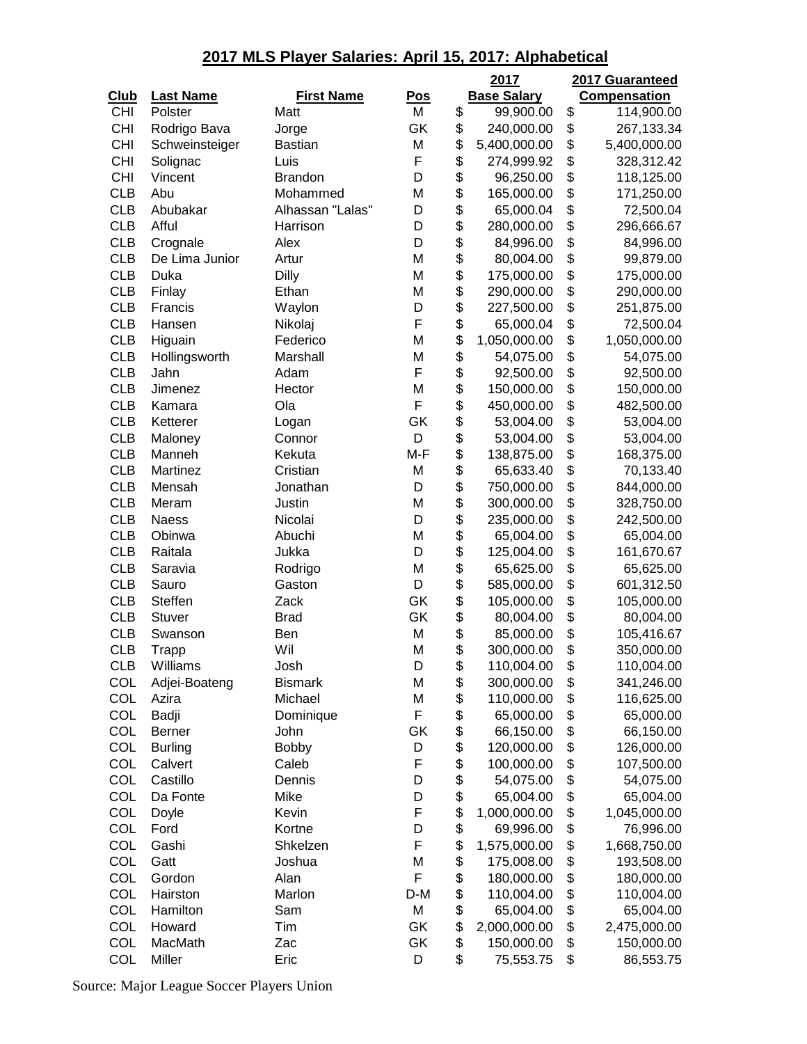## 2017 MLS Player Salaries: April 15, 2017: Alphabetical

| Club | Last Name | First Name | Pos | 2017 Base Salary | 2017 Guaranteed Compensation |
|---|---|---|---|---|---|
| CHI | Polster | Matt | M | $ 99,900.00 | $ 114,900.00 |
| CHI | Rodrigo Bava | Jorge | GK | $ 240,000.00 | $ 267,133.34 |
| CHI | Schweinsteiger | Bastian | M | $ 5,400,000.00 | $ 5,400,000.00 |
| CHI | Solignac | Luis | F | $ 274,999.92 | $ 328,312.42 |
| CHI | Vincent | Brandon | D | $ 96,250.00 | $ 118,125.00 |
| CLB | Abu | Mohammed | M | $ 165,000.00 | $ 171,250.00 |
| CLB | Abubakar | Alhassan "Lalas" | D | $ 65,000.04 | $ 72,500.04 |
| CLB | Afful | Harrison | D | $ 280,000.00 | $ 296,666.67 |
| CLB | Crognale | Alex | D | $ 84,996.00 | $ 84,996.00 |
| CLB | De Lima Junior | Artur | M | $ 80,004.00 | $ 99,879.00 |
| CLB | Duka | Dilly | M | $ 175,000.00 | $ 175,000.00 |
| CLB | Finlay | Ethan | M | $ 290,000.00 | $ 290,000.00 |
| CLB | Francis | Waylon | D | $ 227,500.00 | $ 251,875.00 |
| CLB | Hansen | Nikolaj | F | $ 65,000.04 | $ 72,500.04 |
| CLB | Higuain | Federico | M | $ 1,050,000.00 | $ 1,050,000.00 |
| CLB | Hollingsworth | Marshall | M | $ 54,075.00 | $ 54,075.00 |
| CLB | Jahn | Adam | F | $ 92,500.00 | $ 92,500.00 |
| CLB | Jimenez | Hector | M | $ 150,000.00 | $ 150,000.00 |
| CLB | Kamara | Ola | F | $ 450,000.00 | $ 482,500.00 |
| CLB | Ketterer | Logan | GK | $ 53,004.00 | $ 53,004.00 |
| CLB | Maloney | Connor | D | $ 53,004.00 | $ 53,004.00 |
| CLB | Manneh | Kekuta | M-F | $ 138,875.00 | $ 168,375.00 |
| CLB | Martinez | Cristian | M | $ 65,633.40 | $ 70,133.40 |
| CLB | Mensah | Jonathan | D | $ 750,000.00 | $ 844,000.00 |
| CLB | Meram | Justin | M | $ 300,000.00 | $ 328,750.00 |
| CLB | Naess | Nicolai | D | $ 235,000.00 | $ 242,500.00 |
| CLB | Obinwa | Abuchi | M | $ 65,004.00 | $ 65,004.00 |
| CLB | Raitala | Jukka | D | $ 125,004.00 | $ 161,670.67 |
| CLB | Saravia | Rodrigo | M | $ 65,625.00 | $ 65,625.00 |
| CLB | Sauro | Gaston | D | $ 585,000.00 | $ 601,312.50 |
| CLB | Steffen | Zack | GK | $ 105,000.00 | $ 105,000.00 |
| CLB | Stuver | Brad | GK | $ 80,004.00 | $ 80,004.00 |
| CLB | Swanson | Ben | M | $ 85,000.00 | $ 105,416.67 |
| CLB | Trapp | Wil | M | $ 300,000.00 | $ 350,000.00 |
| CLB | Williams | Josh | D | $ 110,004.00 | $ 110,004.00 |
| COL | Adjei-Boateng | Bismark | M | $ 300,000.00 | $ 341,246.00 |
| COL | Azira | Michael | M | $ 110,000.00 | $ 116,625.00 |
| COL | Badji | Dominique | F | $ 65,000.00 | $ 65,000.00 |
| COL | Berner | John | GK | $ 66,150.00 | $ 66,150.00 |
| COL | Burling | Bobby | D | $ 120,000.00 | $ 126,000.00 |
| COL | Calvert | Caleb | F | $ 100,000.00 | $ 107,500.00 |
| COL | Castillo | Dennis | D | $ 54,075.00 | $ 54,075.00 |
| COL | Da Fonte | Mike | D | $ 65,004.00 | $ 65,004.00 |
| COL | Doyle | Kevin | F | $ 1,000,000.00 | $ 1,045,000.00 |
| COL | Ford | Kortne | D | $ 69,996.00 | $ 76,996.00 |
| COL | Gashi | Shkelzen | F | $ 1,575,000.00 | $ 1,668,750.00 |
| COL | Gatt | Joshua | M | $ 175,008.00 | $ 193,508.00 |
| COL | Gordon | Alan | F | $ 180,000.00 | $ 180,000.00 |
| COL | Hairston | Marlon | D-M | $ 110,004.00 | $ 110,004.00 |
| COL | Hamilton | Sam | M | $ 65,004.00 | $ 65,004.00 |
| COL | Howard | Tim | GK | $ 2,000,000.00 | $ 2,475,000.00 |
| COL | MacMath | Zac | GK | $ 150,000.00 | $ 150,000.00 |
| COL | Miller | Eric | D | $ 75,553.75 | $ 86,553.75 |

Source: Major League Soccer Players Union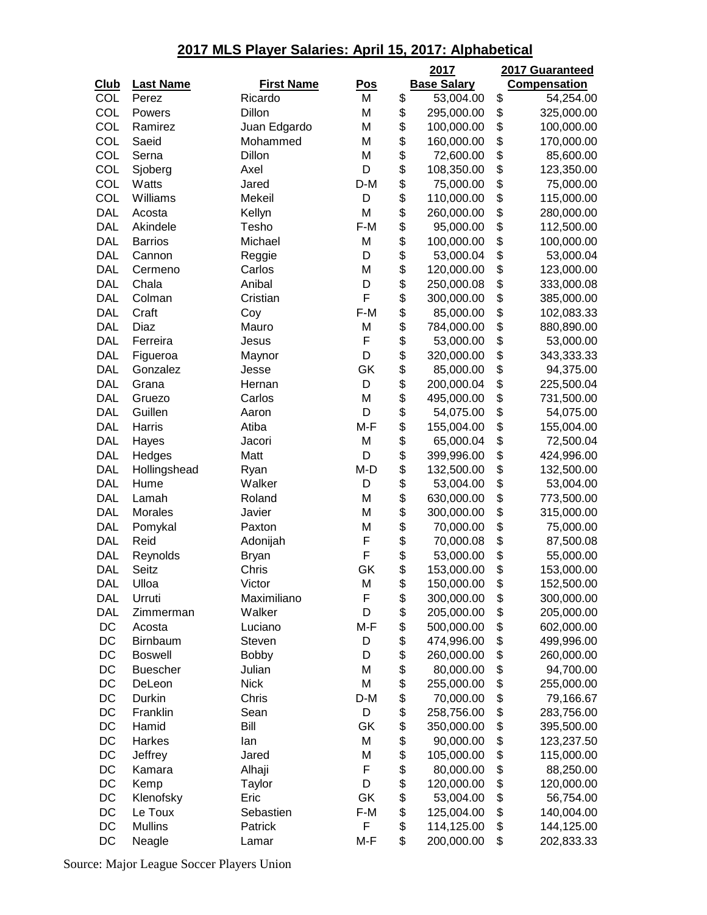## 2017 MLS Player Salaries: April 15, 2017: Alphabetical

| Club | Last Name | First Name | Pos | 2017 Base Salary | 2017 Guaranteed Compensation |
|---|---|---|---|---|---|
| COL | Perez | Ricardo | M | $ 53,004.00 | $ 54,254.00 |
| COL | Powers | Dillon | M | $ 295,000.00 | $ 325,000.00 |
| COL | Ramirez | Juan Edgardo | M | $ 100,000.00 | $ 100,000.00 |
| COL | Saeid | Mohammed | M | $ 160,000.00 | $ 170,000.00 |
| COL | Serna | Dillon | M | $ 72,600.00 | $ 85,600.00 |
| COL | Sjoberg | Axel | D | $ 108,350.00 | $ 123,350.00 |
| COL | Watts | Jared | D-M | $ 75,000.00 | $ 75,000.00 |
| COL | Williams | Mekeil | D | $ 110,000.00 | $ 115,000.00 |
| DAL | Acosta | Kellyn | M | $ 260,000.00 | $ 280,000.00 |
| DAL | Akindele | Tesho | F-M | $ 95,000.00 | $ 112,500.00 |
| DAL | Barrios | Michael | M | $ 100,000.00 | $ 100,000.00 |
| DAL | Cannon | Reggie | D | $ 53,000.04 | $ 53,000.04 |
| DAL | Cermeno | Carlos | M | $ 120,000.00 | $ 123,000.00 |
| DAL | Chala | Anibal | D | $ 250,000.08 | $ 333,000.08 |
| DAL | Colman | Cristian | F | $ 300,000.00 | $ 385,000.00 |
| DAL | Craft | Coy | F-M | $ 85,000.00 | $ 102,083.33 |
| DAL | Diaz | Mauro | M | $ 784,000.00 | $ 880,890.00 |
| DAL | Ferreira | Jesus | F | $ 53,000.00 | $ 53,000.00 |
| DAL | Figueroa | Maynor | D | $ 320,000.00 | $ 343,333.33 |
| DAL | Gonzalez | Jesse | GK | $ 85,000.00 | $ 94,375.00 |
| DAL | Grana | Hernan | D | $ 200,000.04 | $ 225,500.04 |
| DAL | Gruezo | Carlos | M | $ 495,000.00 | $ 731,500.00 |
| DAL | Guillen | Aaron | D | $ 54,075.00 | $ 54,075.00 |
| DAL | Harris | Atiba | M-F | $ 155,004.00 | $ 155,004.00 |
| DAL | Hayes | Jacori | M | $ 65,000.04 | $ 72,500.04 |
| DAL | Hedges | Matt | D | $ 399,996.00 | $ 424,996.00 |
| DAL | Hollingshead | Ryan | M-D | $ 132,500.00 | $ 132,500.00 |
| DAL | Hume | Walker | D | $ 53,004.00 | $ 53,004.00 |
| DAL | Lamah | Roland | M | $ 630,000.00 | $ 773,500.00 |
| DAL | Morales | Javier | M | $ 300,000.00 | $ 315,000.00 |
| DAL | Pomykal | Paxton | M | $ 70,000.00 | $ 75,000.00 |
| DAL | Reid | Adonijah | F | $ 70,000.08 | $ 87,500.08 |
| DAL | Reynolds | Bryan | F | $ 53,000.00 | $ 55,000.00 |
| DAL | Seitz | Chris | GK | $ 153,000.00 | $ 153,000.00 |
| DAL | Ulloa | Victor | M | $ 150,000.00 | $ 152,500.00 |
| DAL | Urruti | Maximiliano | F | $ 300,000.00 | $ 300,000.00 |
| DAL | Zimmerman | Walker | D | $ 205,000.00 | $ 205,000.00 |
| DC | Acosta | Luciano | M-F | $ 500,000.00 | $ 602,000.00 |
| DC | Birnbaum | Steven | D | $ 474,996.00 | $ 499,996.00 |
| DC | Boswell | Bobby | D | $ 260,000.00 | $ 260,000.00 |
| DC | Buescher | Julian | M | $ 80,000.00 | $ 94,700.00 |
| DC | DeLeon | Nick | M | $ 255,000.00 | $ 255,000.00 |
| DC | Durkin | Chris | D-M | $ 70,000.00 | $ 79,166.67 |
| DC | Franklin | Sean | D | $ 258,756.00 | $ 283,756.00 |
| DC | Hamid | Bill | GK | $ 350,000.00 | $ 395,500.00 |
| DC | Harkes | Ian | M | $ 90,000.00 | $ 123,237.50 |
| DC | Jeffrey | Jared | M | $ 105,000.00 | $ 115,000.00 |
| DC | Kamara | Alhaji | F | $ 80,000.00 | $ 88,250.00 |
| DC | Kemp | Taylor | D | $ 120,000.00 | $ 120,000.00 |
| DC | Klenofsky | Eric | GK | $ 53,004.00 | $ 56,754.00 |
| DC | Le Toux | Sebastien | F-M | $ 125,004.00 | $ 140,004.00 |
| DC | Mullins | Patrick | F | $ 114,125.00 | $ 144,125.00 |
| DC | Neagle | Lamar | M-F | $ 200,000.00 | $ 202,833.33 |

Source: Major League Soccer Players Union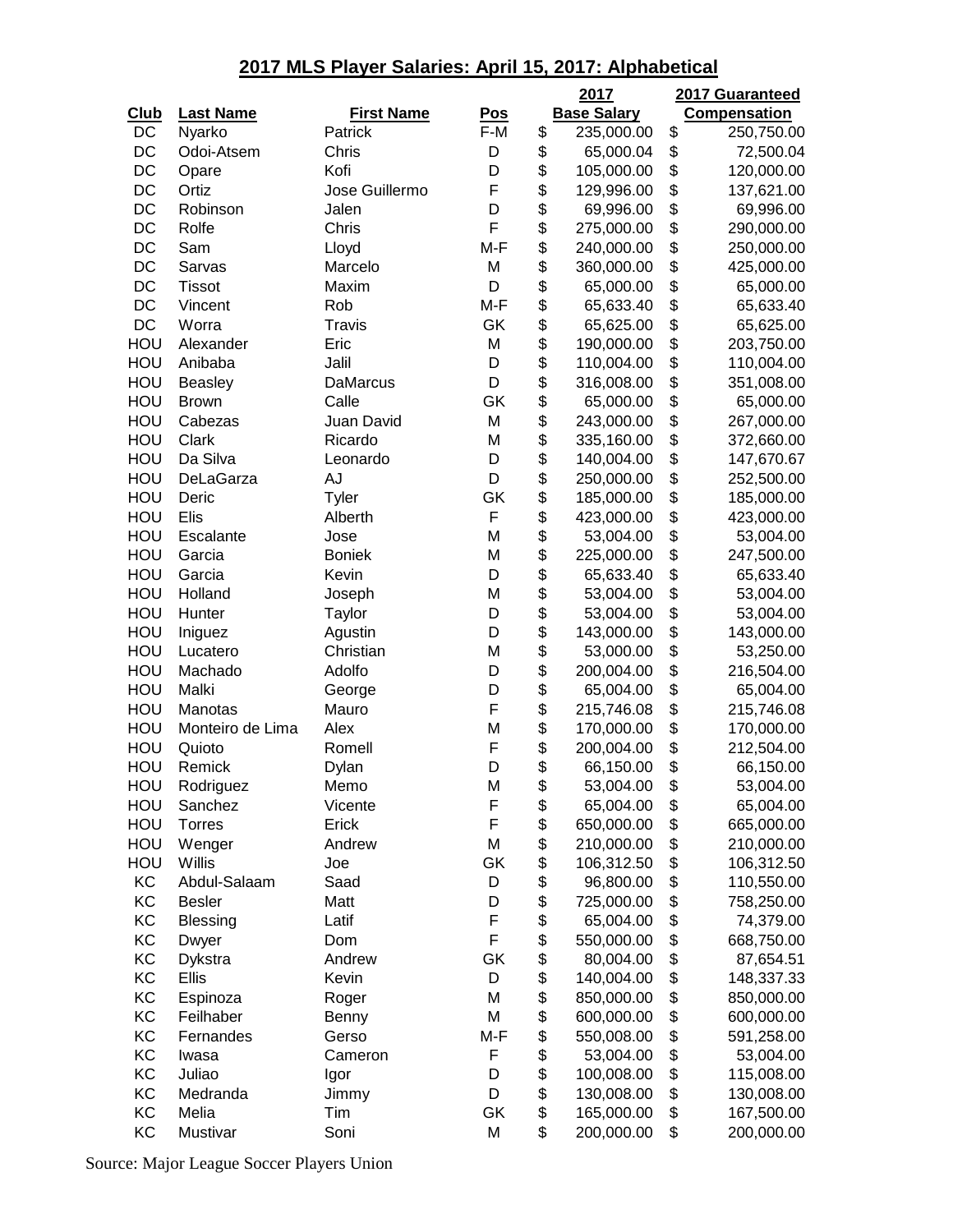## 2017 MLS Player Salaries: April 15, 2017: Alphabetical

| Club | Last Name | First Name | Pos | 2017 Base Salary | 2017 Guaranteed Compensation |
|---|---|---|---|---|---|
| DC | Nyarko | Patrick | F-M | $ 235,000.00 | $ 250,750.00 |
| DC | Odoi-Atsem | Chris | D | $ 65,000.04 | $ 72,500.04 |
| DC | Opare | Kofi | D | $ 105,000.00 | $ 120,000.00 |
| DC | Ortiz | Jose Guillermo | F | $ 129,996.00 | $ 137,621.00 |
| DC | Robinson | Jalen | D | $ 69,996.00 | $ 69,996.00 |
| DC | Rolfe | Chris | F | $ 275,000.00 | $ 290,000.00 |
| DC | Sam | Lloyd | M-F | $ 240,000.00 | $ 250,000.00 |
| DC | Sarvas | Marcelo | M | $ 360,000.00 | $ 425,000.00 |
| DC | Tissot | Maxim | D | $ 65,000.00 | $ 65,000.00 |
| DC | Vincent | Rob | M-F | $ 65,633.40 | $ 65,633.40 |
| DC | Worra | Travis | GK | $ 65,625.00 | $ 65,625.00 |
| HOU | Alexander | Eric | M | $ 190,000.00 | $ 203,750.00 |
| HOU | Anibaba | Jalil | D | $ 110,004.00 | $ 110,004.00 |
| HOU | Beasley | DaMarcus | D | $ 316,008.00 | $ 351,008.00 |
| HOU | Brown | Calle | GK | $ 65,000.00 | $ 65,000.00 |
| HOU | Cabezas | Juan David | M | $ 243,000.00 | $ 267,000.00 |
| HOU | Clark | Ricardo | M | $ 335,160.00 | $ 372,660.00 |
| HOU | Da Silva | Leonardo | D | $ 140,004.00 | $ 147,670.67 |
| HOU | DeLaGarza | AJ | D | $ 250,000.00 | $ 252,500.00 |
| HOU | Deric | Tyler | GK | $ 185,000.00 | $ 185,000.00 |
| HOU | Elis | Alberth | F | $ 423,000.00 | $ 423,000.00 |
| HOU | Escalante | Jose | M | $ 53,004.00 | $ 53,004.00 |
| HOU | Garcia | Boniek | M | $ 225,000.00 | $ 247,500.00 |
| HOU | Garcia | Kevin | D | $ 65,633.40 | $ 65,633.40 |
| HOU | Holland | Joseph | M | $ 53,004.00 | $ 53,004.00 |
| HOU | Hunter | Taylor | D | $ 53,004.00 | $ 53,004.00 |
| HOU | Iniguez | Agustin | D | $ 143,000.00 | $ 143,000.00 |
| HOU | Lucatero | Christian | M | $ 53,000.00 | $ 53,250.00 |
| HOU | Machado | Adolfo | D | $ 200,004.00 | $ 216,504.00 |
| HOU | Malki | George | D | $ 65,004.00 | $ 65,004.00 |
| HOU | Manotas | Mauro | F | $ 215,746.08 | $ 215,746.08 |
| HOU | Monteiro de Lima | Alex | M | $ 170,000.00 | $ 170,000.00 |
| HOU | Quioto | Romell | F | $ 200,004.00 | $ 212,504.00 |
| HOU | Remick | Dylan | D | $ 66,150.00 | $ 66,150.00 |
| HOU | Rodriguez | Memo | M | $ 53,004.00 | $ 53,004.00 |
| HOU | Sanchez | Vicente | F | $ 65,004.00 | $ 65,004.00 |
| HOU | Torres | Erick | F | $ 650,000.00 | $ 665,000.00 |
| HOU | Wenger | Andrew | M | $ 210,000.00 | $ 210,000.00 |
| HOU | Willis | Joe | GK | $ 106,312.50 | $ 106,312.50 |
| KC | Abdul-Salaam | Saad | D | $ 96,800.00 | $ 110,550.00 |
| KC | Besler | Matt | D | $ 725,000.00 | $ 758,250.00 |
| KC | Blessing | Latif | F | $ 65,004.00 | $ 74,379.00 |
| KC | Dwyer | Dom | F | $ 550,000.00 | $ 668,750.00 |
| KC | Dykstra | Andrew | GK | $ 80,004.00 | $ 87,654.51 |
| KC | Ellis | Kevin | D | $ 140,004.00 | $ 148,337.33 |
| KC | Espinoza | Roger | M | $ 850,000.00 | $ 850,000.00 |
| KC | Feilhaber | Benny | M | $ 600,000.00 | $ 600,000.00 |
| KC | Fernandes | Gerso | M-F | $ 550,008.00 | $ 591,258.00 |
| KC | Iwasa | Cameron | F | $ 53,004.00 | $ 53,004.00 |
| KC | Juliao | Igor | D | $ 100,008.00 | $ 115,008.00 |
| KC | Medranda | Jimmy | D | $ 130,008.00 | $ 130,008.00 |
| KC | Melia | Tim | GK | $ 165,000.00 | $ 167,500.00 |
| KC | Mustivar | Soni | M | $ 200,000.00 | $ 200,000.00 |

Source: Major League Soccer Players Union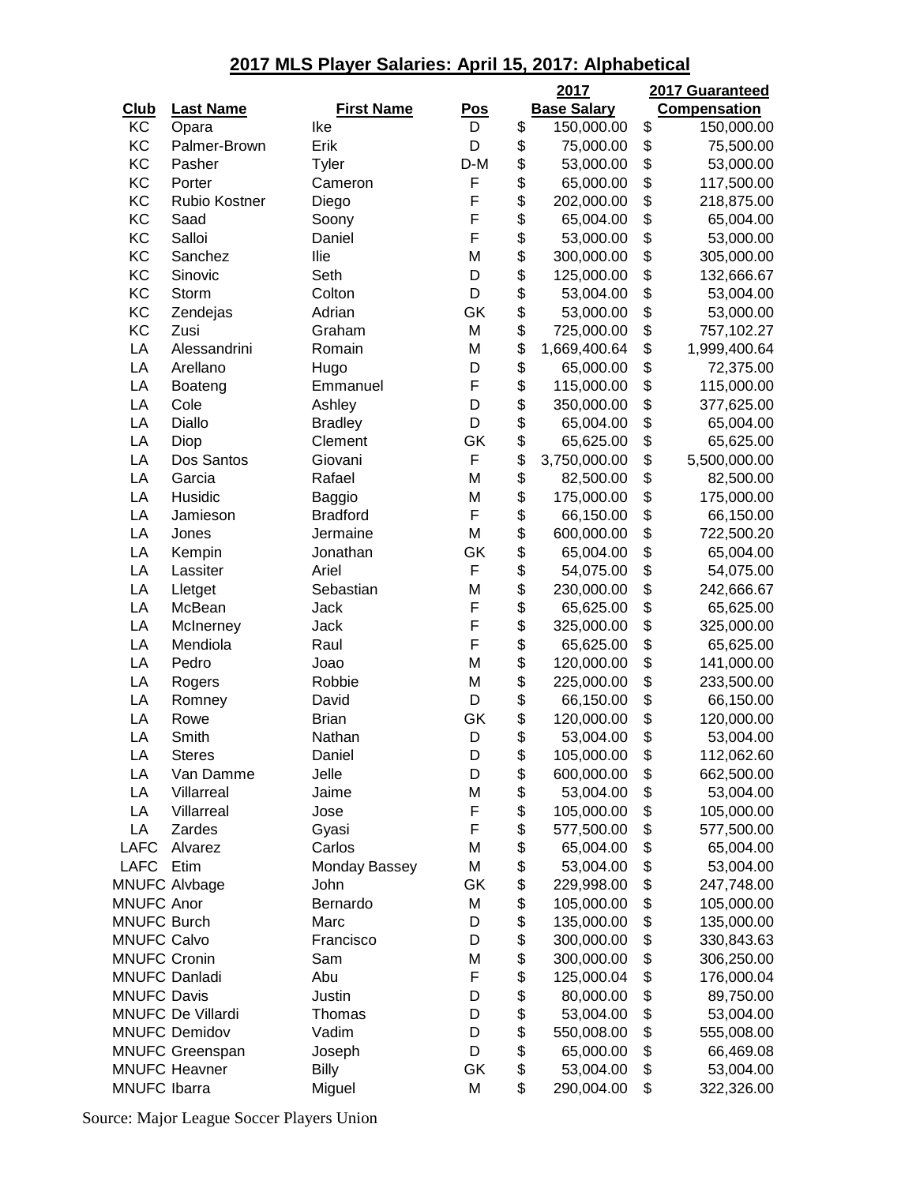## 2017 MLS Player Salaries: April 15, 2017: Alphabetical

| Club | Last Name | First Name | Pos | 2017 Base Salary | 2017 Guaranteed Compensation |
|---|---|---|---|---|---|
| KC | Opara | Ike | D | $ 150,000.00 | $ 150,000.00 |
| KC | Palmer-Brown | Erik | D | $ 75,000.00 | $ 75,500.00 |
| KC | Pasher | Tyler | D-M | $ 53,000.00 | $ 53,000.00 |
| KC | Porter | Cameron | F | $ 65,000.00 | $ 117,500.00 |
| KC | Rubio Kostner | Diego | F | $ 202,000.00 | $ 218,875.00 |
| KC | Saad | Soony | F | $ 65,004.00 | $ 65,004.00 |
| KC | Salloi | Daniel | F | $ 53,000.00 | $ 53,000.00 |
| KC | Sanchez | Ilie | M | $ 300,000.00 | $ 305,000.00 |
| KC | Sinovic | Seth | D | $ 125,000.00 | $ 132,666.67 |
| KC | Storm | Colton | D | $ 53,004.00 | $ 53,004.00 |
| KC | Zendejas | Adrian | GK | $ 53,000.00 | $ 53,000.00 |
| KC | Zusi | Graham | M | $ 725,000.00 | $ 757,102.27 |
| LA | Alessandrini | Romain | M | $ 1,669,400.64 | $ 1,999,400.64 |
| LA | Arellano | Hugo | D | $ 65,000.00 | $ 72,375.00 |
| LA | Boateng | Emmanuel | F | $ 115,000.00 | $ 115,000.00 |
| LA | Cole | Ashley | D | $ 350,000.00 | $ 377,625.00 |
| LA | Diallo | Bradley | D | $ 65,004.00 | $ 65,004.00 |
| LA | Diop | Clement | GK | $ 65,625.00 | $ 65,625.00 |
| LA | Dos Santos | Giovani | F | $ 3,750,000.00 | $ 5,500,000.00 |
| LA | Garcia | Rafael | M | $ 82,500.00 | $ 82,500.00 |
| LA | Husidic | Baggio | M | $ 175,000.00 | $ 175,000.00 |
| LA | Jamieson | Bradford | F | $ 66,150.00 | $ 66,150.00 |
| LA | Jones | Jermaine | M | $ 600,000.00 | $ 722,500.20 |
| LA | Kempin | Jonathan | GK | $ 65,004.00 | $ 65,004.00 |
| LA | Lassiter | Ariel | F | $ 54,075.00 | $ 54,075.00 |
| LA | Lletget | Sebastian | M | $ 230,000.00 | $ 242,666.67 |
| LA | McBean | Jack | F | $ 65,625.00 | $ 65,625.00 |
| LA | McInerney | Jack | F | $ 325,000.00 | $ 325,000.00 |
| LA | Mendiola | Raul | F | $ 65,625.00 | $ 65,625.00 |
| LA | Pedro | Joao | M | $ 120,000.00 | $ 141,000.00 |
| LA | Rogers | Robbie | M | $ 225,000.00 | $ 233,500.00 |
| LA | Romney | David | D | $ 66,150.00 | $ 66,150.00 |
| LA | Rowe | Brian | GK | $ 120,000.00 | $ 120,000.00 |
| LA | Smith | Nathan | D | $ 53,004.00 | $ 53,004.00 |
| LA | Steres | Daniel | D | $ 105,000.00 | $ 112,062.60 |
| LA | Van Damme | Jelle | D | $ 600,000.00 | $ 662,500.00 |
| LA | Villarreal | Jaime | M | $ 53,004.00 | $ 53,004.00 |
| LA | Villarreal | Jose | F | $ 105,000.00 | $ 105,000.00 |
| LA | Zardes | Gyasi | F | $ 577,500.00 | $ 577,500.00 |
| LAFC | Alvarez | Carlos | M | $ 65,004.00 | $ 65,004.00 |
| LAFC | Etim | Monday Bassey | M | $ 53,004.00 | $ 53,004.00 |
| MNUFC | Alvbage | John | GK | $ 229,998.00 | $ 247,748.00 |
| MNUFC | Anor | Bernardo | M | $ 105,000.00 | $ 105,000.00 |
| MNUFC | Burch | Marc | D | $ 135,000.00 | $ 135,000.00 |
| MNUFC | Calvo | Francisco | D | $ 300,000.00 | $ 330,843.63 |
| MNUFC | Cronin | Sam | M | $ 300,000.00 | $ 306,250.00 |
| MNUFC | Danladi | Abu | F | $ 125,000.04 | $ 176,000.04 |
| MNUFC | Davis | Justin | D | $ 80,000.00 | $ 89,750.00 |
| MNUFC | De Villardi | Thomas | D | $ 53,004.00 | $ 53,004.00 |
| MNUFC | Demidov | Vadim | D | $ 550,008.00 | $ 555,008.00 |
| MNUFC | Greenspan | Joseph | D | $ 65,000.00 | $ 66,469.08 |
| MNUFC | Heavner | Billy | GK | $ 53,004.00 | $ 53,004.00 |
| MNUFC | Ibarra | Miguel | M | $ 290,004.00 | $ 322,326.00 |

Source: Major League Soccer Players Union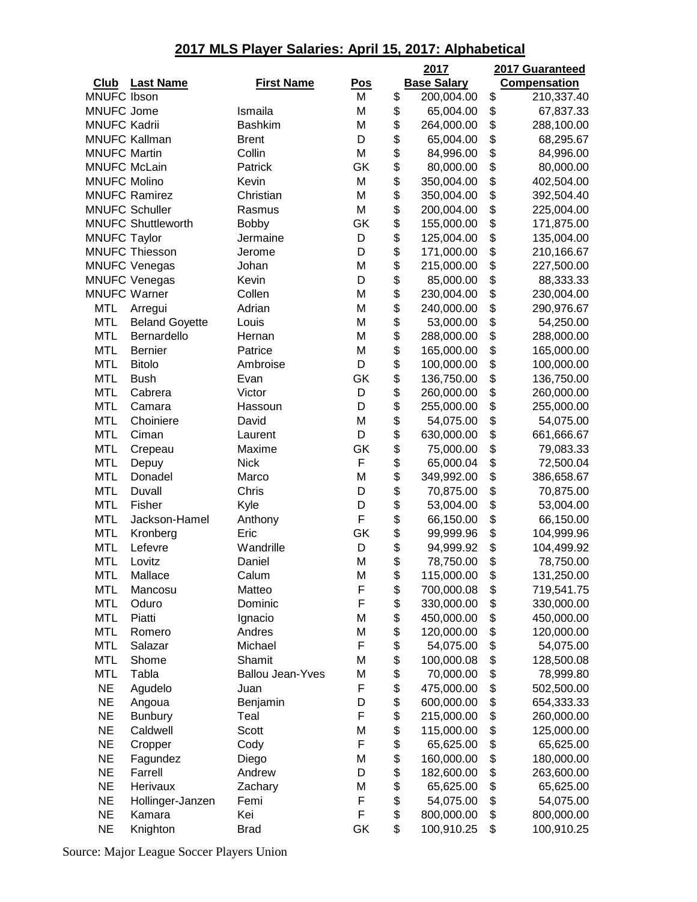## 2017 MLS Player Salaries: April 15, 2017: Alphabetical

| Club | Last Name | First Name | Pos | 2017 Base Salary | 2017 Guaranteed Compensation |
|---|---|---|---|---|---|
| MNUFC | Ibson | | M | $ 200,004.00 | $ 210,337.40 |
| MNUFC | Jome | Ismaila | M | $ 65,004.00 | $ 67,837.33 |
| MNUFC | Kadrii | Bashkim | M | $ 264,000.00 | $ 288,100.00 |
| MNUFC | Kallman | Brent | D | $ 65,004.00 | $ 68,295.67 |
| MNUFC | Martin | Collin | M | $ 84,996.00 | $ 84,996.00 |
| MNUFC | McLain | Patrick | GK | $ 80,000.00 | $ 80,000.00 |
| MNUFC | Molino | Kevin | M | $ 350,004.00 | $ 402,504.00 |
| MNUFC | Ramirez | Christian | M | $ 350,004.00 | $ 392,504.40 |
| MNUFC | Schuller | Rasmus | M | $ 200,004.00 | $ 225,004.00 |
| MNUFC | Shuttleworth | Bobby | GK | $ 155,000.00 | $ 171,875.00 |
| MNUFC | Taylor | Jermaine | D | $ 125,004.00 | $ 135,004.00 |
| MNUFC | Thiesson | Jerome | D | $ 171,000.00 | $ 210,166.67 |
| MNUFC | Venegas | Johan | M | $ 215,000.00 | $ 227,500.00 |
| MNUFC | Venegas | Kevin | D | $ 85,000.00 | $ 88,333.33 |
| MNUFC | Warner | Collen | M | $ 230,004.00 | $ 230,004.00 |
| MTL | Arregui | Adrian | M | $ 240,000.00 | $ 290,976.67 |
| MTL | Beland Goyette | Louis | M | $ 53,000.00 | $ 54,250.00 |
| MTL | Bernardello | Hernan | M | $ 288,000.00 | $ 288,000.00 |
| MTL | Bernier | Patrice | M | $ 165,000.00 | $ 165,000.00 |
| MTL | Bitolo | Ambroise | D | $ 100,000.00 | $ 100,000.00 |
| MTL | Bush | Evan | GK | $ 136,750.00 | $ 136,750.00 |
| MTL | Cabrera | Victor | D | $ 260,000.00 | $ 260,000.00 |
| MTL | Camara | Hassoun | D | $ 255,000.00 | $ 255,000.00 |
| MTL | Choiniere | David | M | $ 54,075.00 | $ 54,075.00 |
| MTL | Ciman | Laurent | D | $ 630,000.00 | $ 661,666.67 |
| MTL | Crepeau | Maxime | GK | $ 75,000.00 | $ 79,083.33 |
| MTL | Depuy | Nick | F | $ 65,000.04 | $ 72,500.04 |
| MTL | Donadel | Marco | M | $ 349,992.00 | $ 386,658.67 |
| MTL | Duvall | Chris | D | $ 70,875.00 | $ 70,875.00 |
| MTL | Fisher | Kyle | D | $ 53,004.00 | $ 53,004.00 |
| MTL | Jackson-Hamel | Anthony | F | $ 66,150.00 | $ 66,150.00 |
| MTL | Kronberg | Eric | GK | $ 99,999.96 | $ 104,999.96 |
| MTL | Lefevre | Wandrille | D | $ 94,999.92 | $ 104,499.92 |
| MTL | Lovitz | Daniel | M | $ 78,750.00 | $ 78,750.00 |
| MTL | Mallace | Calum | M | $ 115,000.00 | $ 131,250.00 |
| MTL | Mancosu | Matteo | F | $ 700,000.08 | $ 719,541.75 |
| MTL | Oduro | Dominic | F | $ 330,000.00 | $ 330,000.00 |
| MTL | Piatti | Ignacio | M | $ 450,000.00 | $ 450,000.00 |
| MTL | Romero | Andres | M | $ 120,000.00 | $ 120,000.00 |
| MTL | Salazar | Michael | F | $ 54,075.00 | $ 54,075.00 |
| MTL | Shome | Shamit | M | $ 100,000.08 | $ 128,500.08 |
| MTL | Tabla | Ballou Jean-Yves | M | $ 70,000.00 | $ 78,999.80 |
| NE | Agudelo | Juan | F | $ 475,000.00 | $ 502,500.00 |
| NE | Angoua | Benjamin | D | $ 600,000.00 | $ 654,333.33 |
| NE | Bunbury | Teal | F | $ 215,000.00 | $ 260,000.00 |
| NE | Caldwell | Scott | M | $ 115,000.00 | $ 125,000.00 |
| NE | Cropper | Cody | F | $ 65,625.00 | $ 65,625.00 |
| NE | Fagundez | Diego | M | $ 160,000.00 | $ 180,000.00 |
| NE | Farrell | Andrew | D | $ 182,600.00 | $ 263,600.00 |
| NE | Herivaux | Zachary | M | $ 65,625.00 | $ 65,625.00 |
| NE | Hollinger-Janzen | Femi | F | $ 54,075.00 | $ 54,075.00 |
| NE | Kamara | Kei | F | $ 800,000.00 | $ 800,000.00 |
| NE | Knighton | Brad | GK | $ 100,910.25 | $ 100,910.25 |

Source: Major League Soccer Players Union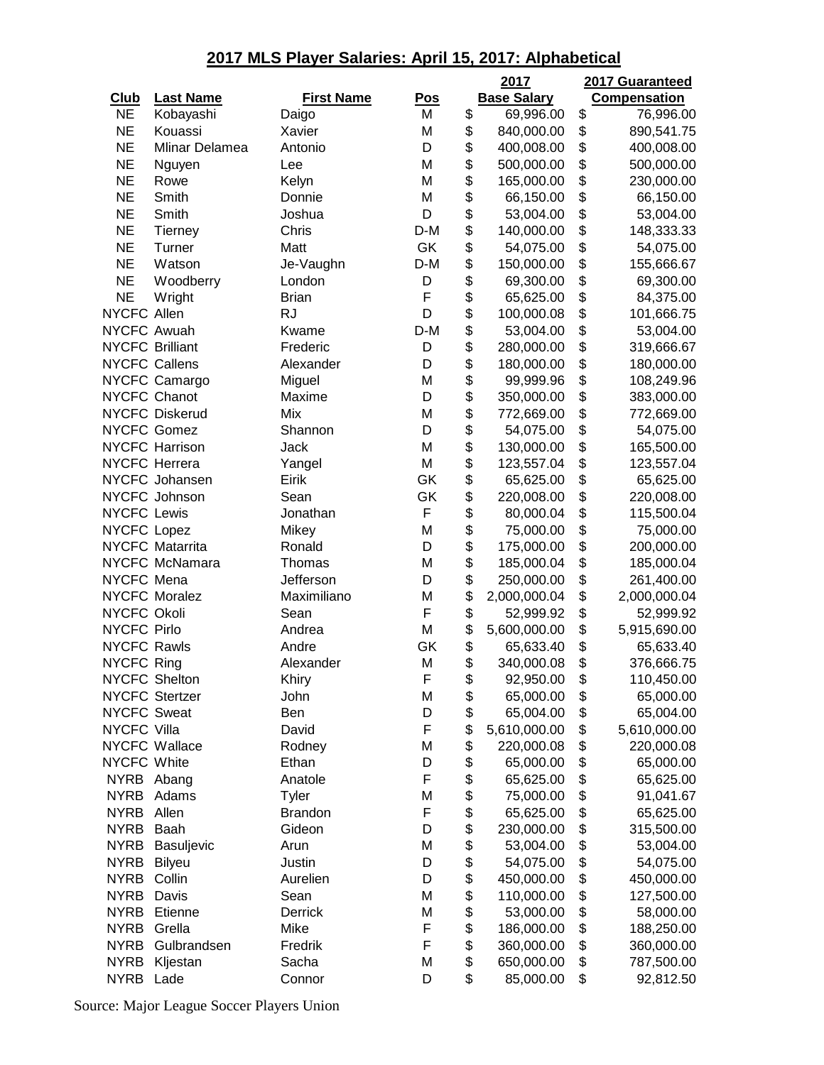## 2017 MLS Player Salaries: April 15, 2017: Alphabetical

| Club | Last Name | First Name | Pos | 2017 Base Salary | 2017 Guaranteed Compensation |
|---|---|---|---|---|---|
| NE | Kobayashi | Daigo | M | $ 69,996.00 | $ 76,996.00 |
| NE | Kouassi | Xavier | M | $ 840,000.00 | $ 890,541.75 |
| NE | Mlinar Delamea | Antonio | D | $ 400,008.00 | $ 400,008.00 |
| NE | Nguyen | Lee | M | $ 500,000.00 | $ 500,000.00 |
| NE | Rowe | Kelyn | M | $ 165,000.00 | $ 230,000.00 |
| NE | Smith | Donnie | M | $ 66,150.00 | $ 66,150.00 |
| NE | Smith | Joshua | D | $ 53,004.00 | $ 53,004.00 |
| NE | Tierney | Chris | D-M | $ 140,000.00 | $ 148,333.33 |
| NE | Turner | Matt | GK | $ 54,075.00 | $ 54,075.00 |
| NE | Watson | Je-Vaughn | D-M | $ 150,000.00 | $ 155,666.67 |
| NE | Woodberry | London | D | $ 69,300.00 | $ 69,300.00 |
| NE | Wright | Brian | F | $ 65,625.00 | $ 84,375.00 |
| NYCFC | Allen | RJ | D | $ 100,000.08 | $ 101,666.75 |
| NYCFC | Awuah | Kwame | D-M | $ 53,004.00 | $ 53,004.00 |
| NYCFC | Brilliant | Frederic | D | $ 280,000.00 | $ 319,666.67 |
| NYCFC | Callens | Alexander | D | $ 180,000.00 | $ 180,000.00 |
| NYCFC | Camargo | Miguel | M | $ 99,999.96 | $ 108,249.96 |
| NYCFC | Chanot | Maxime | D | $ 350,000.00 | $ 383,000.00 |
| NYCFC | Diskerud | Mix | M | $ 772,669.00 | $ 772,669.00 |
| NYCFC | Gomez | Shannon | D | $ 54,075.00 | $ 54,075.00 |
| NYCFC | Harrison | Jack | M | $ 130,000.00 | $ 165,500.00 |
| NYCFC | Herrera | Yangel | M | $ 123,557.04 | $ 123,557.04 |
| NYCFC | Johansen | Eirik | GK | $ 65,625.00 | $ 65,625.00 |
| NYCFC | Johnson | Sean | GK | $ 220,008.00 | $ 220,008.00 |
| NYCFC | Lewis | Jonathan | F | $ 80,000.04 | $ 115,500.04 |
| NYCFC | Lopez | Mikey | M | $ 75,000.00 | $ 75,000.00 |
| NYCFC | Matarrita | Ronald | D | $ 175,000.00 | $ 200,000.00 |
| NYCFC | McNamara | Thomas | M | $ 185,000.04 | $ 185,000.04 |
| NYCFC | Mena | Jefferson | D | $ 250,000.00 | $ 261,400.00 |
| NYCFC | Moralez | Maximiliano | M | $ 2,000,000.04 | $ 2,000,000.04 |
| NYCFC | Okoli | Sean | F | $ 52,999.92 | $ 52,999.92 |
| NYCFC | Pirlo | Andrea | M | $ 5,600,000.00 | $ 5,915,690.00 |
| NYCFC | Rawls | Andre | GK | $ 65,633.40 | $ 65,633.40 |
| NYCFC | Ring | Alexander | M | $ 340,000.08 | $ 376,666.75 |
| NYCFC | Shelton | Khiry | F | $ 92,950.00 | $ 110,450.00 |
| NYCFC | Stertzer | John | M | $ 65,000.00 | $ 65,000.00 |
| NYCFC | Sweat | Ben | D | $ 65,004.00 | $ 65,004.00 |
| NYCFC | Villa | David | F | $ 5,610,000.00 | $ 5,610,000.00 |
| NYCFC | Wallace | Rodney | M | $ 220,000.08 | $ 220,000.08 |
| NYCFC | White | Ethan | D | $ 65,000.00 | $ 65,000.00 |
| NYRB | Abang | Anatole | F | $ 65,625.00 | $ 65,625.00 |
| NYRB | Adams | Tyler | M | $ 75,000.00 | $ 91,041.67 |
| NYRB | Allen | Brandon | F | $ 65,625.00 | $ 65,625.00 |
| NYRB | Baah | Gideon | D | $ 230,000.00 | $ 315,500.00 |
| NYRB | Basuljevic | Arun | M | $ 53,004.00 | $ 53,004.00 |
| NYRB | Bilyeu | Justin | D | $ 54,075.00 | $ 54,075.00 |
| NYRB | Collin | Aurelien | D | $ 450,000.00 | $ 450,000.00 |
| NYRB | Davis | Sean | M | $ 110,000.00 | $ 127,500.00 |
| NYRB | Etienne | Derrick | M | $ 53,000.00 | $ 58,000.00 |
| NYRB | Grella | Mike | F | $ 186,000.00 | $ 188,250.00 |
| NYRB | Gulbrandsen | Fredrik | F | $ 360,000.00 | $ 360,000.00 |
| NYRB | Kljestan | Sacha | M | $ 650,000.00 | $ 787,500.00 |
| NYRB | Lade | Connor | D | $ 85,000.00 | $ 92,812.50 |

Source: Major League Soccer Players Union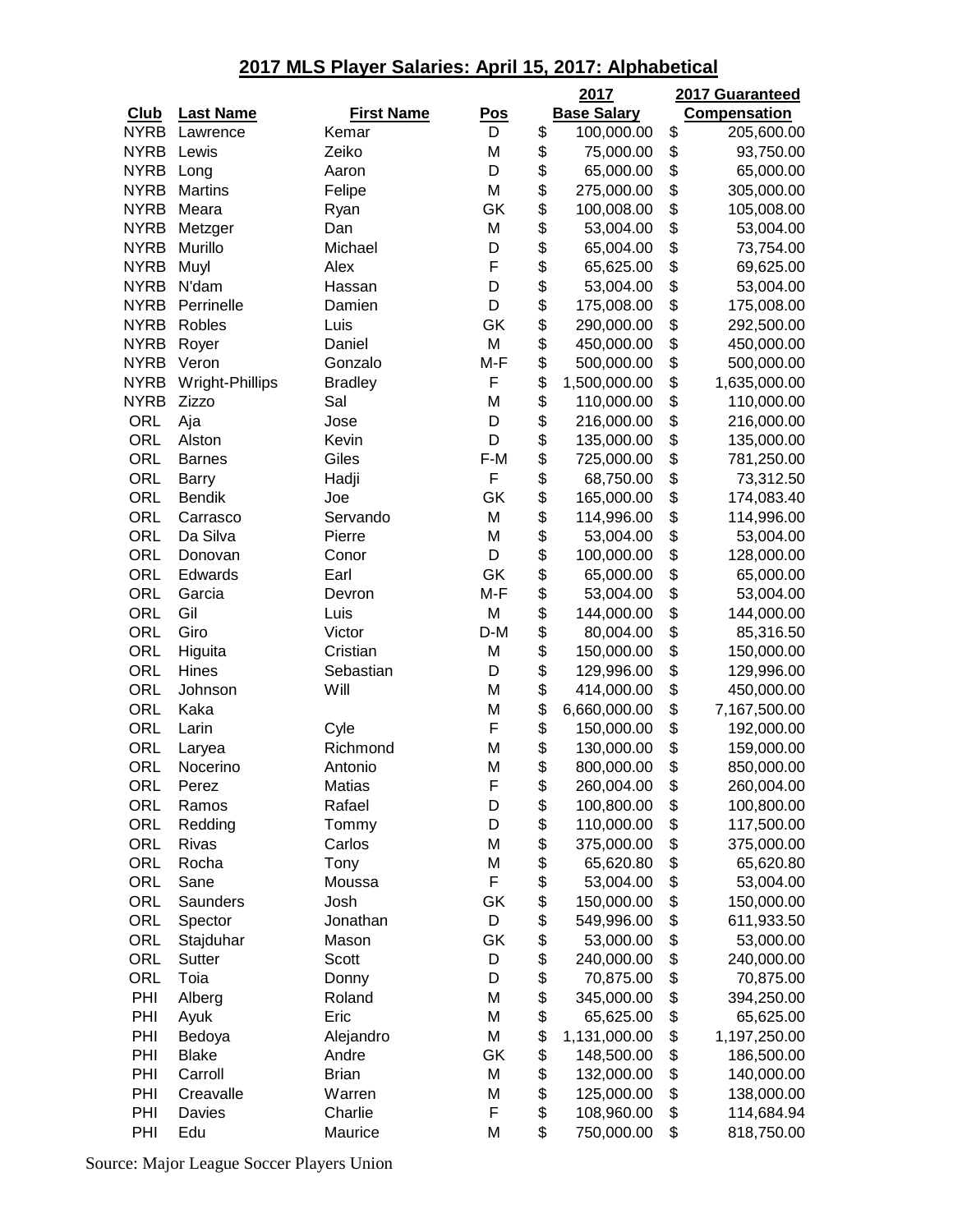## 2017 MLS Player Salaries: April 15, 2017: Alphabetical

| Club | Last Name | First Name | Pos | 2017 Base Salary | 2017 Guaranteed Compensation |
|---|---|---|---|---|---|
| NYRB | Lawrence | Kemar | D | $ 100,000.00 | $ 205,600.00 |
| NYRB | Lewis | Zeiko | M | $ 75,000.00 | $ 93,750.00 |
| NYRB | Long | Aaron | D | $ 65,000.00 | $ 65,000.00 |
| NYRB | Martins | Felipe | M | $ 275,000.00 | $ 305,000.00 |
| NYRB | Meara | Ryan | GK | $ 100,008.00 | $ 105,008.00 |
| NYRB | Metzger | Dan | M | $ 53,004.00 | $ 53,004.00 |
| NYRB | Murillo | Michael | D | $ 65,004.00 | $ 73,754.00 |
| NYRB | Muyl | Alex | F | $ 65,625.00 | $ 69,625.00 |
| NYRB | N'dam | Hassan | D | $ 53,004.00 | $ 53,004.00 |
| NYRB | Perrinelle | Damien | D | $ 175,008.00 | $ 175,008.00 |
| NYRB | Robles | Luis | GK | $ 290,000.00 | $ 292,500.00 |
| NYRB | Royer | Daniel | M | $ 450,000.00 | $ 450,000.00 |
| NYRB | Veron | Gonzalo | M-F | $ 500,000.00 | $ 500,000.00 |
| NYRB | Wright-Phillips | Bradley | F | $ 1,500,000.00 | $ 1,635,000.00 |
| NYRB | Zizzo | Sal | M | $ 110,000.00 | $ 110,000.00 |
| ORL | Aja | Jose | D | $ 216,000.00 | $ 216,000.00 |
| ORL | Alston | Kevin | D | $ 135,000.00 | $ 135,000.00 |
| ORL | Barnes | Giles | F-M | $ 725,000.00 | $ 781,250.00 |
| ORL | Barry | Hadji | F | $ 68,750.00 | $ 73,312.50 |
| ORL | Bendik | Joe | GK | $ 165,000.00 | $ 174,083.40 |
| ORL | Carrasco | Servando | M | $ 114,996.00 | $ 114,996.00 |
| ORL | Da Silva | Pierre | M | $ 53,004.00 | $ 53,004.00 |
| ORL | Donovan | Conor | D | $ 100,000.00 | $ 128,000.00 |
| ORL | Edwards | Earl | GK | $ 65,000.00 | $ 65,000.00 |
| ORL | Garcia | Devron | M-F | $ 53,004.00 | $ 53,004.00 |
| ORL | Gil | Luis | M | $ 144,000.00 | $ 144,000.00 |
| ORL | Giro | Victor | D-M | $ 80,004.00 | $ 85,316.50 |
| ORL | Higuita | Cristian | M | $ 150,000.00 | $ 150,000.00 |
| ORL | Hines | Sebastian | D | $ 129,996.00 | $ 129,996.00 |
| ORL | Johnson | Will | M | $ 414,000.00 | $ 450,000.00 |
| ORL | Kaka | | M | $ 6,660,000.00 | $ 7,167,500.00 |
| ORL | Larin | Cyle | F | $ 150,000.00 | $ 192,000.00 |
| ORL | Laryea | Richmond | M | $ 130,000.00 | $ 159,000.00 |
| ORL | Nocerino | Antonio | M | $ 800,000.00 | $ 850,000.00 |
| ORL | Perez | Matias | F | $ 260,004.00 | $ 260,004.00 |
| ORL | Ramos | Rafael | D | $ 100,800.00 | $ 100,800.00 |
| ORL | Redding | Tommy | D | $ 110,000.00 | $ 117,500.00 |
| ORL | Rivas | Carlos | M | $ 375,000.00 | $ 375,000.00 |
| ORL | Rocha | Tony | M | $ 65,620.80 | $ 65,620.80 |
| ORL | Sane | Moussa | F | $ 53,004.00 | $ 53,004.00 |
| ORL | Saunders | Josh | GK | $ 150,000.00 | $ 150,000.00 |
| ORL | Spector | Jonathan | D | $ 549,996.00 | $ 611,933.50 |
| ORL | Stajduhar | Mason | GK | $ 53,000.00 | $ 53,000.00 |
| ORL | Sutter | Scott | D | $ 240,000.00 | $ 240,000.00 |
| ORL | Toia | Donny | D | $ 70,875.00 | $ 70,875.00 |
| PHI | Alberg | Roland | M | $ 345,000.00 | $ 394,250.00 |
| PHI | Ayuk | Eric | M | $ 65,625.00 | $ 65,625.00 |
| PHI | Bedoya | Alejandro | M | $ 1,131,000.00 | $ 1,197,250.00 |
| PHI | Blake | Andre | GK | $ 148,500.00 | $ 186,500.00 |
| PHI | Carroll | Brian | M | $ 132,000.00 | $ 140,000.00 |
| PHI | Creavalle | Warren | M | $ 125,000.00 | $ 138,000.00 |
| PHI | Davies | Charlie | F | $ 108,960.00 | $ 114,684.94 |
| PHI | Edu | Maurice | M | $ 750,000.00 | $ 818,750.00 |

Source: Major League Soccer Players Union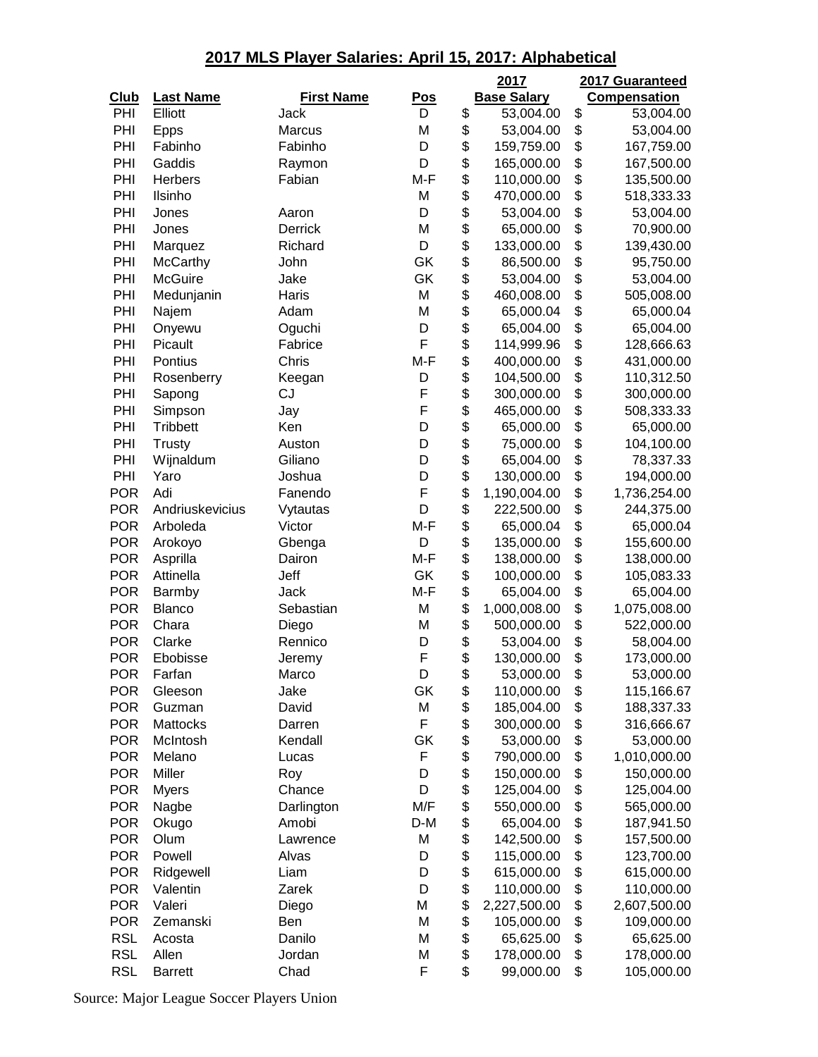# 2017 MLS Player Salaries: April 15, 2017: Alphabetical

| Club | Last Name | First Name | Pos | 2017 Base Salary | 2017 Guaranteed Compensation |
|---|---|---|---|---|---|
| PHI | Elliott | Jack | D | $ 53,004.00 | $ 53,004.00 |
| PHI | Epps | Marcus | M | $ 53,004.00 | $ 53,004.00 |
| PHI | Fabinho | Fabinho | D | $ 159,759.00 | $ 167,759.00 |
| PHI | Gaddis | Raymon | D | $ 165,000.00 | $ 167,500.00 |
| PHI | Herbers | Fabian | M-F | $ 110,000.00 | $ 135,500.00 |
| PHI | Ilsinho | | M | $ 470,000.00 | $ 518,333.33 |
| PHI | Jones | Aaron | D | $ 53,004.00 | $ 53,004.00 |
| PHI | Jones | Derrick | M | $ 65,000.00 | $ 70,900.00 |
| PHI | Marquez | Richard | D | $ 133,000.00 | $ 139,430.00 |
| PHI | McCarthy | John | GK | $ 86,500.00 | $ 95,750.00 |
| PHI | McGuire | Jake | GK | $ 53,004.00 | $ 53,004.00 |
| PHI | Medunjanin | Haris | M | $ 460,008.00 | $ 505,008.00 |
| PHI | Najem | Adam | M | $ 65,000.04 | $ 65,000.04 |
| PHI | Onyewu | Oguchi | D | $ 65,004.00 | $ 65,004.00 |
| PHI | Picault | Fabrice | F | $ 114,999.96 | $ 128,666.63 |
| PHI | Pontius | Chris | M-F | $ 400,000.00 | $ 431,000.00 |
| PHI | Rosenberry | Keegan | D | $ 104,500.00 | $ 110,312.50 |
| PHI | Sapong | CJ | F | $ 300,000.00 | $ 300,000.00 |
| PHI | Simpson | Jay | F | $ 465,000.00 | $ 508,333.33 |
| PHI | Tribbett | Ken | D | $ 65,000.00 | $ 65,000.00 |
| PHI | Trusty | Auston | D | $ 75,000.00 | $ 104,100.00 |
| PHI | Wijnaldum | Giliano | D | $ 65,004.00 | $ 78,337.33 |
| PHI | Yaro | Joshua | D | $ 130,000.00 | $ 194,000.00 |
| POR | Adi | Fanendo | F | $ 1,190,004.00 | $ 1,736,254.00 |
| POR | Andriuskevicius | Vytautas | D | $ 222,500.00 | $ 244,375.00 |
| POR | Arboleda | Victor | M-F | $ 65,000.04 | $ 65,000.04 |
| POR | Arokoyo | Gbenga | D | $ 135,000.00 | $ 155,600.00 |
| POR | Asprilla | Dairon | M-F | $ 138,000.00 | $ 138,000.00 |
| POR | Attinella | Jeff | GK | $ 100,000.00 | $ 105,083.33 |
| POR | Barmby | Jack | M-F | $ 65,004.00 | $ 65,004.00 |
| POR | Blanco | Sebastian | M | $ 1,000,008.00 | $ 1,075,008.00 |
| POR | Chara | Diego | M | $ 500,000.00 | $ 522,000.00 |
| POR | Clarke | Rennico | D | $ 53,004.00 | $ 58,004.00 |
| POR | Ebobisse | Jeremy | F | $ 130,000.00 | $ 173,000.00 |
| POR | Farfan | Marco | D | $ 53,000.00 | $ 53,000.00 |
| POR | Gleeson | Jake | GK | $ 110,000.00 | $ 115,166.67 |
| POR | Guzman | David | M | $ 185,004.00 | $ 188,337.33 |
| POR | Mattocks | Darren | F | $ 300,000.00 | $ 316,666.67 |
| POR | McIntosh | Kendall | GK | $ 53,000.00 | $ 53,000.00 |
| POR | Melano | Lucas | F | $ 790,000.00 | $ 1,010,000.00 |
| POR | Miller | Roy | D | $ 150,000.00 | $ 150,000.00 |
| POR | Myers | Chance | D | $ 125,004.00 | $ 125,004.00 |
| POR | Nagbe | Darlington | M/F | $ 550,000.00 | $ 565,000.00 |
| POR | Okugo | Amobi | D-M | $ 65,004.00 | $ 187,941.50 |
| POR | Olum | Lawrence | M | $ 142,500.00 | $ 157,500.00 |
| POR | Powell | Alvas | D | $ 115,000.00 | $ 123,700.00 |
| POR | Ridgewell | Liam | D | $ 615,000.00 | $ 615,000.00 |
| POR | Valentin | Zarek | D | $ 110,000.00 | $ 110,000.00 |
| POR | Valeri | Diego | M | $ 2,227,500.00 | $ 2,607,500.00 |
| POR | Zemanski | Ben | M | $ 105,000.00 | $ 109,000.00 |
| RSL | Acosta | Danilo | M | $ 65,625.00 | $ 65,625.00 |
| RSL | Allen | Jordan | M | $ 178,000.00 | $ 178,000.00 |
| RSL | Barrett | Chad | F | $ 99,000.00 | $ 105,000.00 |

Source: Major League Soccer Players Union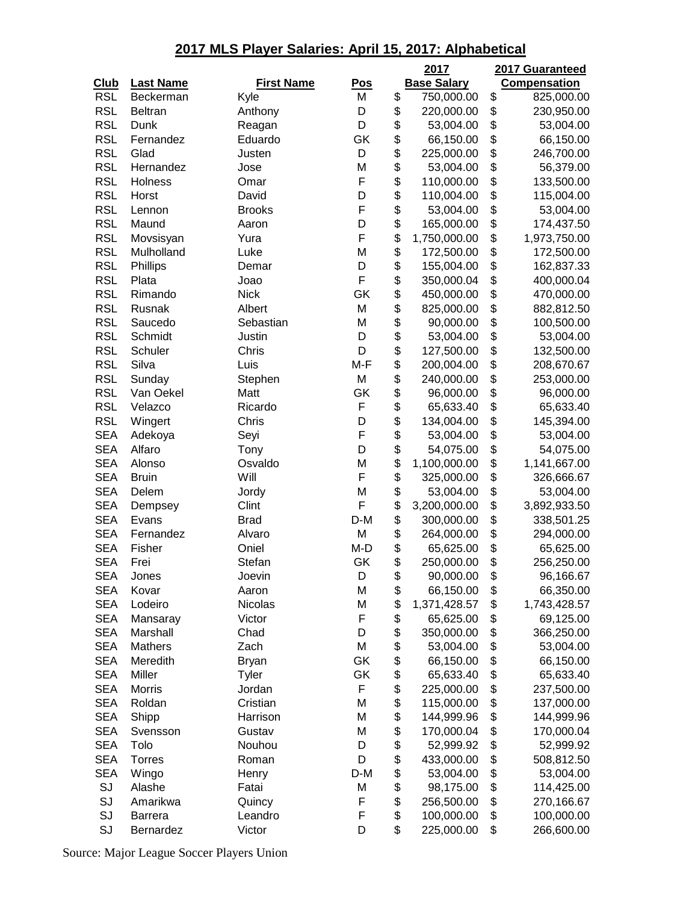## 2017 MLS Player Salaries: April 15, 2017: Alphabetical

| Club | Last Name | First Name | Pos | 2017 Base Salary | 2017 Guaranteed Compensation |
|---|---|---|---|---|---|
| RSL | Beckerman | Kyle | M | $ 750,000.00 | $ 825,000.00 |
| RSL | Beltran | Anthony | D | $ 220,000.00 | $ 230,950.00 |
| RSL | Dunk | Reagan | D | $ 53,004.00 | $ 53,004.00 |
| RSL | Fernandez | Eduardo | GK | $ 66,150.00 | $ 66,150.00 |
| RSL | Glad | Justen | D | $ 225,000.00 | $ 246,700.00 |
| RSL | Hernandez | Jose | M | $ 53,004.00 | $ 56,379.00 |
| RSL | Holness | Omar | F | $ 110,000.00 | $ 133,500.00 |
| RSL | Horst | David | D | $ 110,004.00 | $ 115,004.00 |
| RSL | Lennon | Brooks | F | $ 53,004.00 | $ 53,004.00 |
| RSL | Maund | Aaron | D | $ 165,000.00 | $ 174,437.50 |
| RSL | Movsisyan | Yura | F | $ 1,750,000.00 | $ 1,973,750.00 |
| RSL | Mulholland | Luke | M | $ 172,500.00 | $ 172,500.00 |
| RSL | Phillips | Demar | D | $ 155,004.00 | $ 162,837.33 |
| RSL | Plata | Joao | F | $ 350,000.04 | $ 400,000.04 |
| RSL | Rimando | Nick | GK | $ 450,000.00 | $ 470,000.00 |
| RSL | Rusnak | Albert | M | $ 825,000.00 | $ 882,812.50 |
| RSL | Saucedo | Sebastian | M | $ 90,000.00 | $ 100,500.00 |
| RSL | Schmidt | Justin | D | $ 53,004.00 | $ 53,004.00 |
| RSL | Schuler | Chris | D | $ 127,500.00 | $ 132,500.00 |
| RSL | Silva | Luis | M-F | $ 200,004.00 | $ 208,670.67 |
| RSL | Sunday | Stephen | M | $ 240,000.00 | $ 253,000.00 |
| RSL | Van Oekel | Matt | GK | $ 96,000.00 | $ 96,000.00 |
| RSL | Velazco | Ricardo | F | $ 65,633.40 | $ 65,633.40 |
| RSL | Wingert | Chris | D | $ 134,004.00 | $ 145,394.00 |
| SEA | Adekoya | Seyi | F | $ 53,004.00 | $ 53,004.00 |
| SEA | Alfaro | Tony | D | $ 54,075.00 | $ 54,075.00 |
| SEA | Alonso | Osvaldo | M | $ 1,100,000.00 | $ 1,141,667.00 |
| SEA | Bruin | Will | F | $ 325,000.00 | $ 326,666.67 |
| SEA | Delem | Jordy | M | $ 53,004.00 | $ 53,004.00 |
| SEA | Dempsey | Clint | F | $ 3,200,000.00 | $ 3,892,933.50 |
| SEA | Evans | Brad | D-M | $ 300,000.00 | $ 338,501.25 |
| SEA | Fernandez | Alvaro | M | $ 264,000.00 | $ 294,000.00 |
| SEA | Fisher | Oniel | M-D | $ 65,625.00 | $ 65,625.00 |
| SEA | Frei | Stefan | GK | $ 250,000.00 | $ 256,250.00 |
| SEA | Jones | Joevin | D | $ 90,000.00 | $ 96,166.67 |
| SEA | Kovar | Aaron | M | $ 66,150.00 | $ 66,350.00 |
| SEA | Lodeiro | Nicolas | M | $ 1,371,428.57 | $ 1,743,428.57 |
| SEA | Mansaray | Victor | F | $ 65,625.00 | $ 69,125.00 |
| SEA | Marshall | Chad | D | $ 350,000.00 | $ 366,250.00 |
| SEA | Mathers | Zach | M | $ 53,004.00 | $ 53,004.00 |
| SEA | Meredith | Bryan | GK | $ 66,150.00 | $ 66,150.00 |
| SEA | Miller | Tyler | GK | $ 65,633.40 | $ 65,633.40 |
| SEA | Morris | Jordan | F | $ 225,000.00 | $ 237,500.00 |
| SEA | Roldan | Cristian | M | $ 115,000.00 | $ 137,000.00 |
| SEA | Shipp | Harrison | M | $ 144,999.96 | $ 144,999.96 |
| SEA | Svensson | Gustav | M | $ 170,000.04 | $ 170,000.04 |
| SEA | Tolo | Nouhou | D | $ 52,999.92 | $ 52,999.92 |
| SEA | Torres | Roman | D | $ 433,000.00 | $ 508,812.50 |
| SEA | Wingo | Henry | D-M | $ 53,004.00 | $ 53,004.00 |
| SJ | Alashe | Fatai | M | $ 98,175.00 | $ 114,425.00 |
| SJ | Amarikwa | Quincy | F | $ 256,500.00 | $ 270,166.67 |
| SJ | Barrera | Leandro | F | $ 100,000.00 | $ 100,000.00 |
| SJ | Bernardez | Victor | D | $ 225,000.00 | $ 266,600.00 |

Source: Major League Soccer Players Union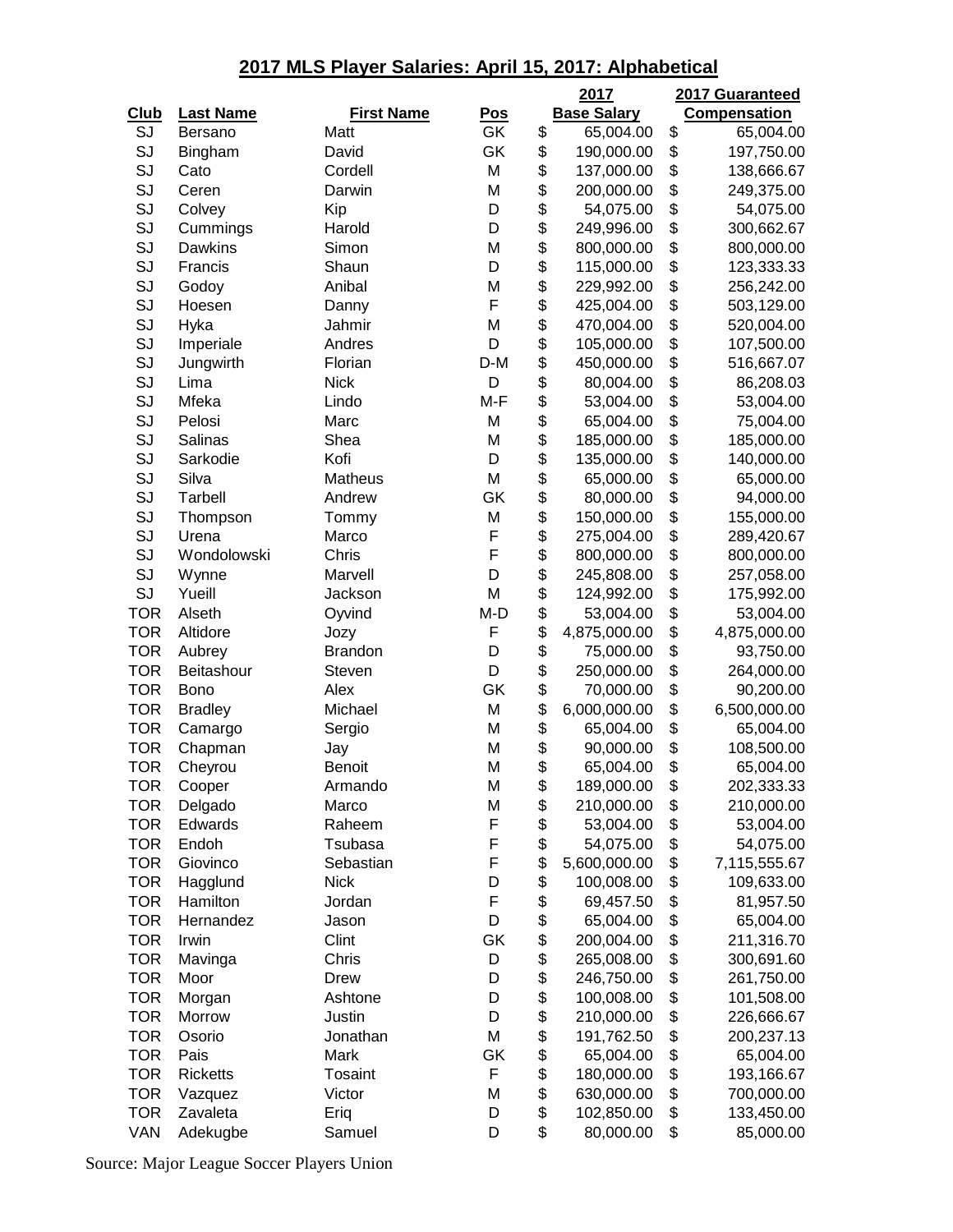# 2017 MLS Player Salaries: April 15, 2017: Alphabetical

| Club | Last Name | First Name | Pos | 2017 Base Salary | 2017 Guaranteed Compensation |
|---|---|---|---|---|---|
| SJ | Bersano | Matt | GK | $ 65,004.00 | $ 65,004.00 |
| SJ | Bingham | David | GK | $ 190,000.00 | $ 197,750.00 |
| SJ | Cato | Cordell | M | $ 137,000.00 | $ 138,666.67 |
| SJ | Ceren | Darwin | M | $ 200,000.00 | $ 249,375.00 |
| SJ | Colvey | Kip | D | $ 54,075.00 | $ 54,075.00 |
| SJ | Cummings | Harold | D | $ 249,996.00 | $ 300,662.67 |
| SJ | Dawkins | Simon | M | $ 800,000.00 | $ 800,000.00 |
| SJ | Francis | Shaun | D | $ 115,000.00 | $ 123,333.33 |
| SJ | Godoy | Anibal | M | $ 229,992.00 | $ 256,242.00 |
| SJ | Hoesen | Danny | F | $ 425,004.00 | $ 503,129.00 |
| SJ | Hyka | Jahmir | M | $ 470,004.00 | $ 520,004.00 |
| SJ | Imperiale | Andres | D | $ 105,000.00 | $ 107,500.00 |
| SJ | Jungwirth | Florian | D-M | $ 450,000.00 | $ 516,667.07 |
| SJ | Lima | Nick | D | $ 80,004.00 | $ 86,208.03 |
| SJ | Mfeka | Lindo | M-F | $ 53,004.00 | $ 53,004.00 |
| SJ | Pelosi | Marc | M | $ 65,004.00 | $ 75,004.00 |
| SJ | Salinas | Shea | M | $ 185,000.00 | $ 185,000.00 |
| SJ | Sarkodie | Kofi | D | $ 135,000.00 | $ 140,000.00 |
| SJ | Silva | Matheus | M | $ 65,000.00 | $ 65,000.00 |
| SJ | Tarbell | Andrew | GK | $ 80,000.00 | $ 94,000.00 |
| SJ | Thompson | Tommy | M | $ 150,000.00 | $ 155,000.00 |
| SJ | Urena | Marco | F | $ 275,004.00 | $ 289,420.67 |
| SJ | Wondolowski | Chris | F | $ 800,000.00 | $ 800,000.00 |
| SJ | Wynne | Marvell | D | $ 245,808.00 | $ 257,058.00 |
| SJ | Yueill | Jackson | M | $ 124,992.00 | $ 175,992.00 |
| TOR | Alseth | Oyvind | M-D | $ 53,004.00 | $ 53,004.00 |
| TOR | Altidore | Jozy | F | $ 4,875,000.00 | $ 4,875,000.00 |
| TOR | Aubrey | Brandon | D | $ 75,000.00 | $ 93,750.00 |
| TOR | Beitashour | Steven | D | $ 250,000.00 | $ 264,000.00 |
| TOR | Bono | Alex | GK | $ 70,000.00 | $ 90,200.00 |
| TOR | Bradley | Michael | M | $ 6,000,000.00 | $ 6,500,000.00 |
| TOR | Camargo | Sergio | M | $ 65,004.00 | $ 65,004.00 |
| TOR | Chapman | Jay | M | $ 90,000.00 | $ 108,500.00 |
| TOR | Cheyrou | Benoit | M | $ 65,004.00 | $ 65,004.00 |
| TOR | Cooper | Armando | M | $ 189,000.00 | $ 202,333.33 |
| TOR | Delgado | Marco | M | $ 210,000.00 | $ 210,000.00 |
| TOR | Edwards | Raheem | F | $ 53,004.00 | $ 53,004.00 |
| TOR | Endoh | Tsubasa | F | $ 54,075.00 | $ 54,075.00 |
| TOR | Giovinco | Sebastian | F | $ 5,600,000.00 | $ 7,115,555.67 |
| TOR | Hagglund | Nick | D | $ 100,008.00 | $ 109,633.00 |
| TOR | Hamilton | Jordan | F | $ 69,457.50 | $ 81,957.50 |
| TOR | Hernandez | Jason | D | $ 65,004.00 | $ 65,004.00 |
| TOR | Irwin | Clint | GK | $ 200,004.00 | $ 211,316.70 |
| TOR | Mavinga | Chris | D | $ 265,008.00 | $ 300,691.60 |
| TOR | Moor | Drew | D | $ 246,750.00 | $ 261,750.00 |
| TOR | Morgan | Ashtone | D | $ 100,008.00 | $ 101,508.00 |
| TOR | Morrow | Justin | D | $ 210,000.00 | $ 226,666.67 |
| TOR | Osorio | Jonathan | M | $ 191,762.50 | $ 200,237.13 |
| TOR | Pais | Mark | GK | $ 65,004.00 | $ 65,004.00 |
| TOR | Ricketts | Tosaint | F | $ 180,000.00 | $ 193,166.67 |
| TOR | Vazquez | Victor | M | $ 630,000.00 | $ 700,000.00 |
| TOR | Zavaleta | Eriq | D | $ 102,850.00 | $ 133,450.00 |
| VAN | Adekugbe | Samuel | D | $ 80,000.00 | $ 85,000.00 |

Source: Major League Soccer Players Union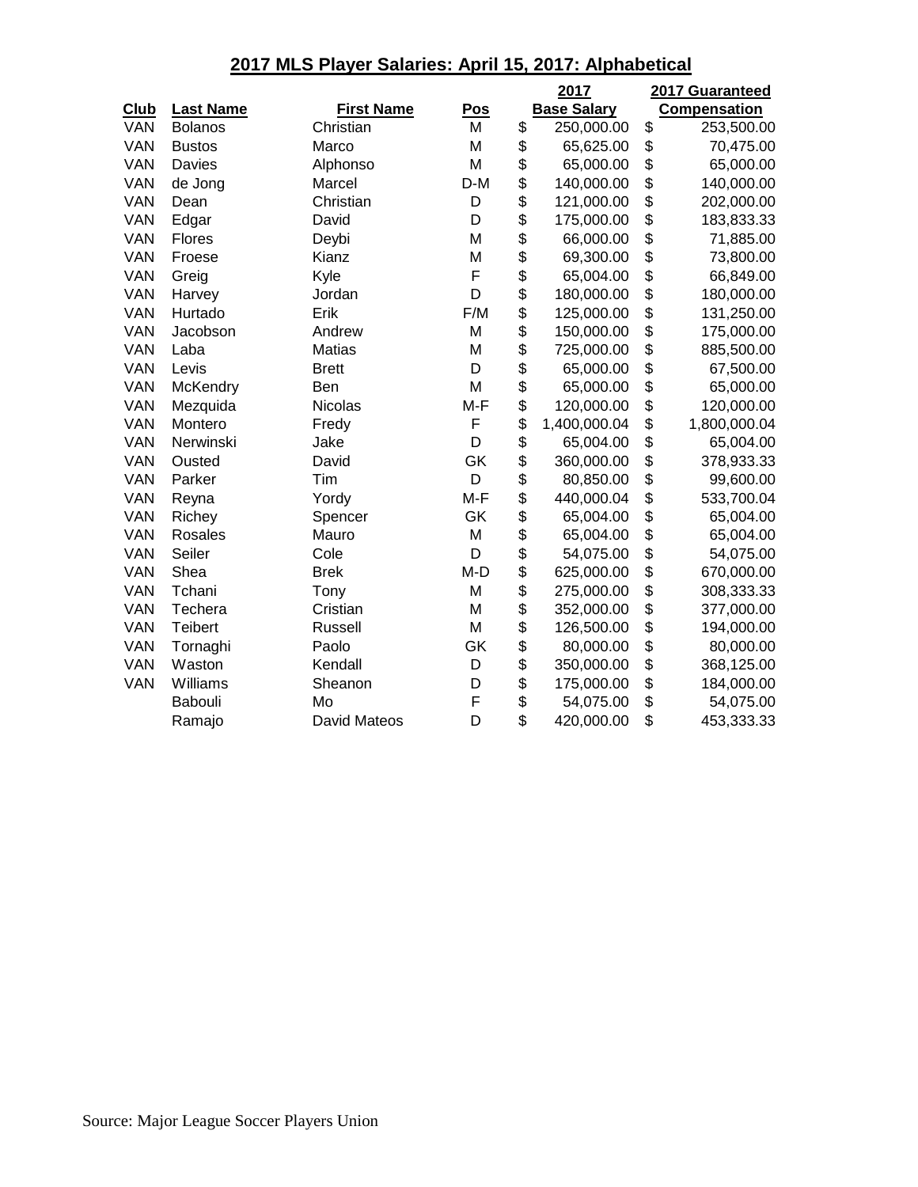## 2017 MLS Player Salaries: April 15, 2017: Alphabetical

| Club | Last Name | First Name | Pos | 2017 Base Salary | 2017 Guaranteed Compensation |
|---|---|---|---|---|---|
| VAN | Bolanos | Christian | M | $ 250,000.00 | $ 253,500.00 |
| VAN | Bustos | Marco | M | $ 65,625.00 | $ 70,475.00 |
| VAN | Davies | Alphonso | M | $ 65,000.00 | $ 65,000.00 |
| VAN | de Jong | Marcel | D-M | $ 140,000.00 | $ 140,000.00 |
| VAN | Dean | Christian | D | $ 121,000.00 | $ 202,000.00 |
| VAN | Edgar | David | D | $ 175,000.00 | $ 183,833.33 |
| VAN | Flores | Deybi | M | $ 66,000.00 | $ 71,885.00 |
| VAN | Froese | Kianz | M | $ 69,300.00 | $ 73,800.00 |
| VAN | Greig | Kyle | F | $ 65,004.00 | $ 66,849.00 |
| VAN | Harvey | Jordan | D | $ 180,000.00 | $ 180,000.00 |
| VAN | Hurtado | Erik | F/M | $ 125,000.00 | $ 131,250.00 |
| VAN | Jacobson | Andrew | M | $ 150,000.00 | $ 175,000.00 |
| VAN | Laba | Matias | M | $ 725,000.00 | $ 885,500.00 |
| VAN | Levis | Brett | D | $ 65,000.00 | $ 67,500.00 |
| VAN | McKendry | Ben | M | $ 65,000.00 | $ 65,000.00 |
| VAN | Mezquida | Nicolas | M-F | $ 120,000.00 | $ 120,000.00 |
| VAN | Montero | Fredy | F | $ 1,400,000.04 | $ 1,800,000.04 |
| VAN | Nerwinski | Jake | D | $ 65,004.00 | $ 65,004.00 |
| VAN | Ousted | David | GK | $ 360,000.00 | $ 378,933.33 |
| VAN | Parker | Tim | D | $ 80,850.00 | $ 99,600.00 |
| VAN | Reyna | Yordy | M-F | $ 440,000.04 | $ 533,700.04 |
| VAN | Richey | Spencer | GK | $ 65,004.00 | $ 65,004.00 |
| VAN | Rosales | Mauro | M | $ 65,004.00 | $ 65,004.00 |
| VAN | Seiler | Cole | D | $ 54,075.00 | $ 54,075.00 |
| VAN | Shea | Brek | M-D | $ 625,000.00 | $ 670,000.00 |
| VAN | Tchani | Tony | M | $ 275,000.00 | $ 308,333.33 |
| VAN | Techera | Cristian | M | $ 352,000.00 | $ 377,000.00 |
| VAN | Teibert | Russell | M | $ 126,500.00 | $ 194,000.00 |
| VAN | Tornaghi | Paolo | GK | $ 80,000.00 | $ 80,000.00 |
| VAN | Waston | Kendall | D | $ 350,000.00 | $ 368,125.00 |
| VAN | Williams | Sheanon | D | $ 175,000.00 | $ 184,000.00 |
| | Babouli | Mo | F | $ 54,075.00 | $ 54,075.00 |
| | Ramajo | David Mateos | D | $ 420,000.00 | $ 453,333.33 |

Source: Major League Soccer Players Union